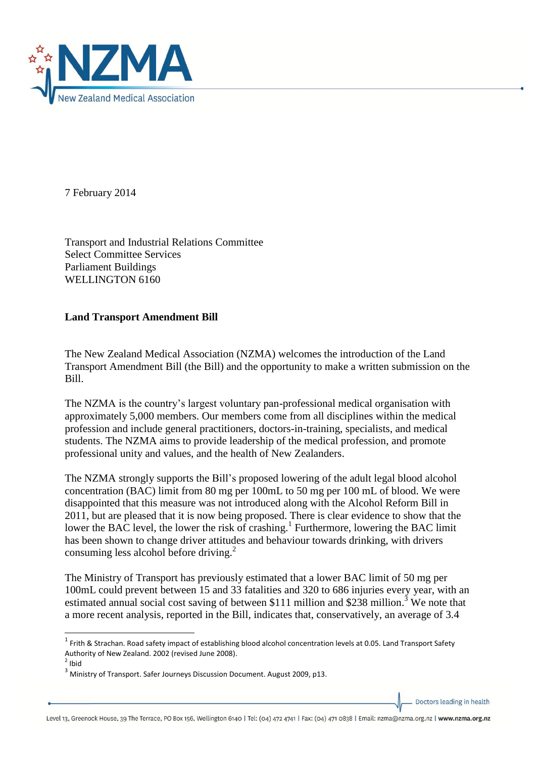7 February 2014

Transport and Industrial Relations Committee
Select Committee Services
Parliament Buildings
WELLINGTON 6160

**Land Transport Amendment Bill**

The New Zealand Medical Association (NZMA) welcomes the introduction of the Land Transport Amendment Bill (the Bill) and the opportunity to make a written submission on the Bill.

The NZMA is the country's largest voluntary pan-professional medical organisation with approximately 5,000 members. Our members come from all disciplines within the medical profession and include general practitioners, doctors-in-training, specialists, and medical students. The NZMA aims to provide leadership of the medical profession, and promote professional unity and values, and the health of New Zealanders.

The NZMA strongly supports the Bill's proposed lowering of the adult legal blood alcohol concentration (BAC) limit from 80 mg per 100mL to 50 mg per 100 mL of blood. We were disappointed that this measure was not introduced along with the Alcohol Reform Bill in 2011, but are pleased that it is now being proposed. There is clear evidence to show that the lower the BAC level, the lower the risk of crashing.[1] Furthermore, lowering the BAC limit has been shown to change driver attitudes and behaviour towards drinking, with drivers consuming less alcohol before driving.[2]

The Ministry of Transport has previously estimated that a lower BAC limit of 50 mg per 100mL could prevent between 15 and 33 fatalities and 320 to 686 injuries every year, with an estimated annual social cost saving of between $111 million and $238 million.[3] We note that a more recent analysis, reported in the Bill, indicates that, conservatively, an average of 3.4

---

[1] Frith & Strachan. Road safety impact of establishing blood alcohol concentration levels at 0.05. Land Transport Safety Authority of New Zealand. 2002 (revised June 2008).

[2] Ibid

[3] Ministry of Transport. Safer Journeys Discussion Document. August 2009, p13.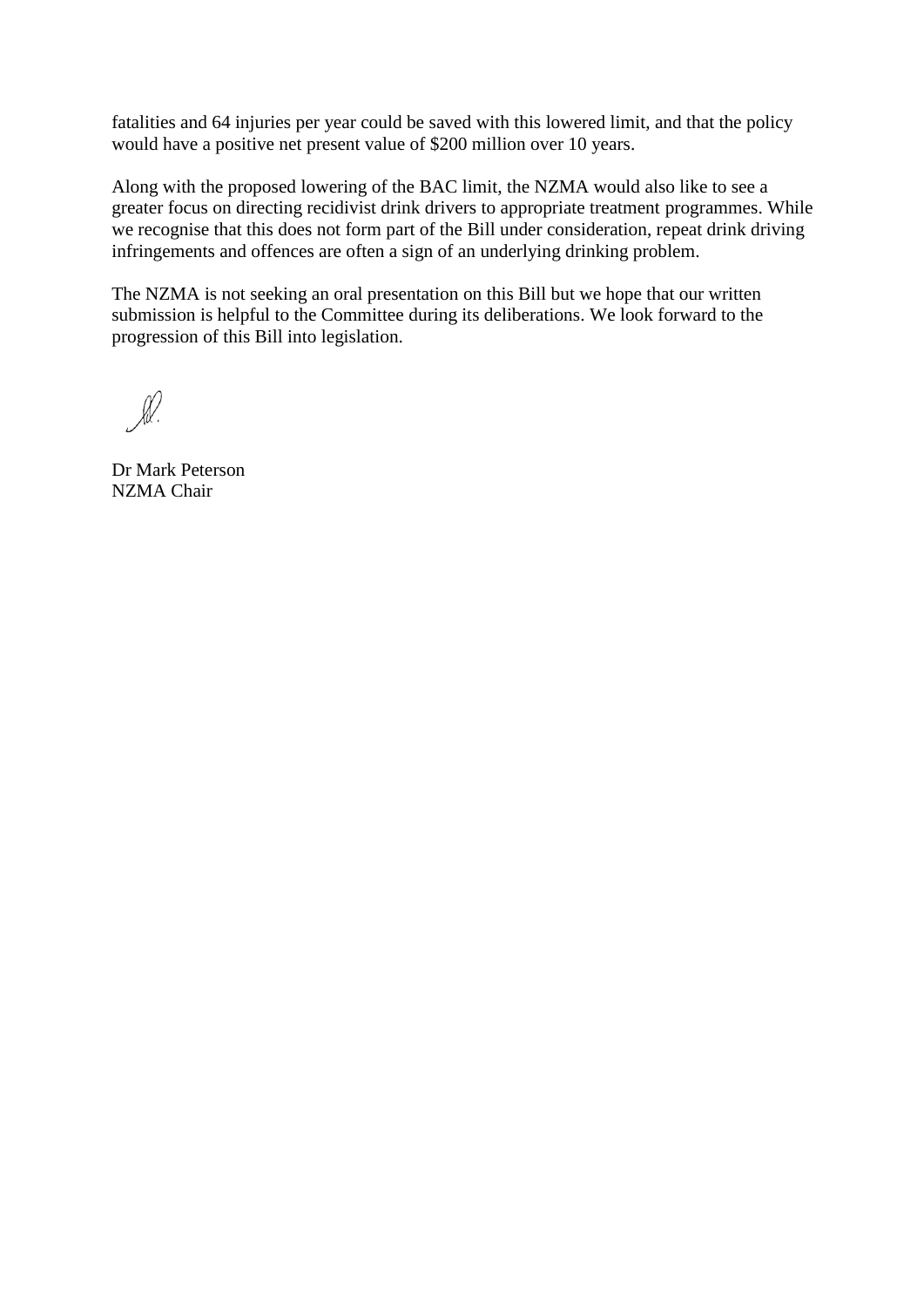fatalities and 64 injuries per year could be saved with this lowered limit, and that the policy would have a positive net present value of $200 million over 10 years.

Along with the proposed lowering of the BAC limit, the NZMA would also like to see a greater focus on directing recidivist drink drivers to appropriate treatment programmes. While we recognise that this does not form part of the Bill under consideration, repeat drink driving infringements and offences are often a sign of an underlying drinking problem.

The NZMA is not seeking an oral presentation on this Bill but we hope that our written submission is helpful to the Committee during its deliberations. We look forward to the progression of this Bill into legislation.

Dr Mark Peterson
NZMA Chair